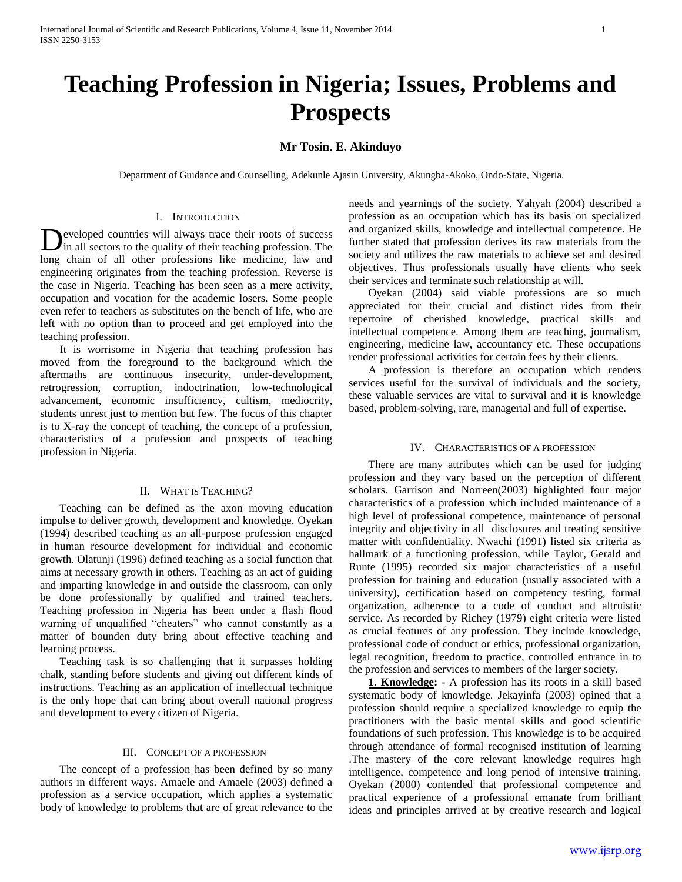# Teaching Profession in Nigeria; Issues, Problems and Prospects

**Mr Tosin. E. Akinduyo**

Department of Guidance and Counselling, Adekunle Ajasin University, Akungba-Akoko, Ondo-State, Nigeria.

## I. Introduction

Developed countries will always trace their roots of success in all sectors to the quality of their teaching profession. The long chain of all other professions like medicine, law and engineering originates from the teaching profession. Reverse is the case in Nigeria. Teaching has been seen as a mere activity, occupation and vocation for the academic losers. Some people even refer to teachers as substitutes on the bench of life, who are left with no option than to proceed and get employed into the teaching profession.

It is worrisome in Nigeria that teaching profession has moved from the foreground to the background which the aftermaths are continuous insecurity, under-development, retrogression, corruption, indoctrination, low-technological advancement, economic insufficiency, cultism, mediocrity, students unrest just to mention but few. The focus of this chapter is to X-ray the concept of teaching, the concept of a profession, characteristics of a profession and prospects of teaching profession in Nigeria.

## II. What is Teaching?

Teaching can be defined as the axon moving education impulse to deliver growth, development and knowledge. Oyekan (1994) described teaching as an all-purpose profession engaged in human resource development for individual and economic growth. Olatunji (1996) defined teaching as a social function that aims at necessary growth in others. Teaching as an act of guiding and imparting knowledge in and outside the classroom, can only be done professionally by qualified and trained teachers. Teaching profession in Nigeria has been under a flash flood warning of unqualified "cheaters" who cannot constantly as a matter of bounden duty bring about effective teaching and learning process.

Teaching task is so challenging that it surpasses holding chalk, standing before students and giving out different kinds of instructions. Teaching as an application of intellectual technique is the only hope that can bring about overall national progress and development to every citizen of Nigeria.

## III. Concept of a Profession

The concept of a profession has been defined by so many authors in different ways. Amaele and Amaele (2003) defined a profession as a service occupation, which applies a systematic body of knowledge to problems that are of great relevance to the needs and yearnings of the society. Yahyah (2004) described a profession as an occupation which has its basis on specialized and organized skills, knowledge and intellectual competence. He further stated that profession derives its raw materials from the society and utilizes the raw materials to achieve set and desired objectives. Thus professionals usually have clients who seek their services and terminate such relationship at will.

Oyekan (2004) said viable professions are so much appreciated for their crucial and distinct rides from their repertoire of cherished knowledge, practical skills and intellectual competence. Among them are teaching, journalism, engineering, medicine law, accountancy etc. These occupations render professional activities for certain fees by their clients.

A profession is therefore an occupation which renders services useful for the survival of individuals and the society, these valuable services are vital to survival and it is knowledge based, problem-solving, rare, managerial and full of expertise.

## IV. Characteristics of a Profession

There are many attributes which can be used for judging profession and they vary based on the perception of different scholars. Garrison and Norreen(2003) highlighted four major characteristics of a profession which included maintenance of a high level of professional competence, maintenance of personal integrity and objectivity in all disclosures and treating sensitive matter with confidentiality. Nwachi (1991) listed six criteria as hallmark of a functioning profession, while Taylor, Gerald and Runte (1995) recorded six major characteristics of a useful profession for training and education (usually associated with a university), certification based on competency testing, formal organization, adherence to a code of conduct and altruistic service. As recorded by Richey (1979) eight criteria were listed as crucial features of any profession. They include knowledge, professional code of conduct or ethics, professional organization, legal recognition, freedom to practice, controlled entrance in to the profession and services to members of the larger society.

**1. Knowledge:** - A profession has its roots in a skill based systematic body of knowledge. Jekayinfa (2003) opined that a profession should require a specialized knowledge to equip the practitioners with the basic mental skills and good scientific foundations of such profession. This knowledge is to be acquired through attendance of formal recognised institution of learning .The mastery of the core relevant knowledge requires high intelligence, competence and long period of intensive training. Oyekan (2000) contended that professional competence and practical experience of a professional emanate from brilliant ideas and principles arrived at by creative research and logical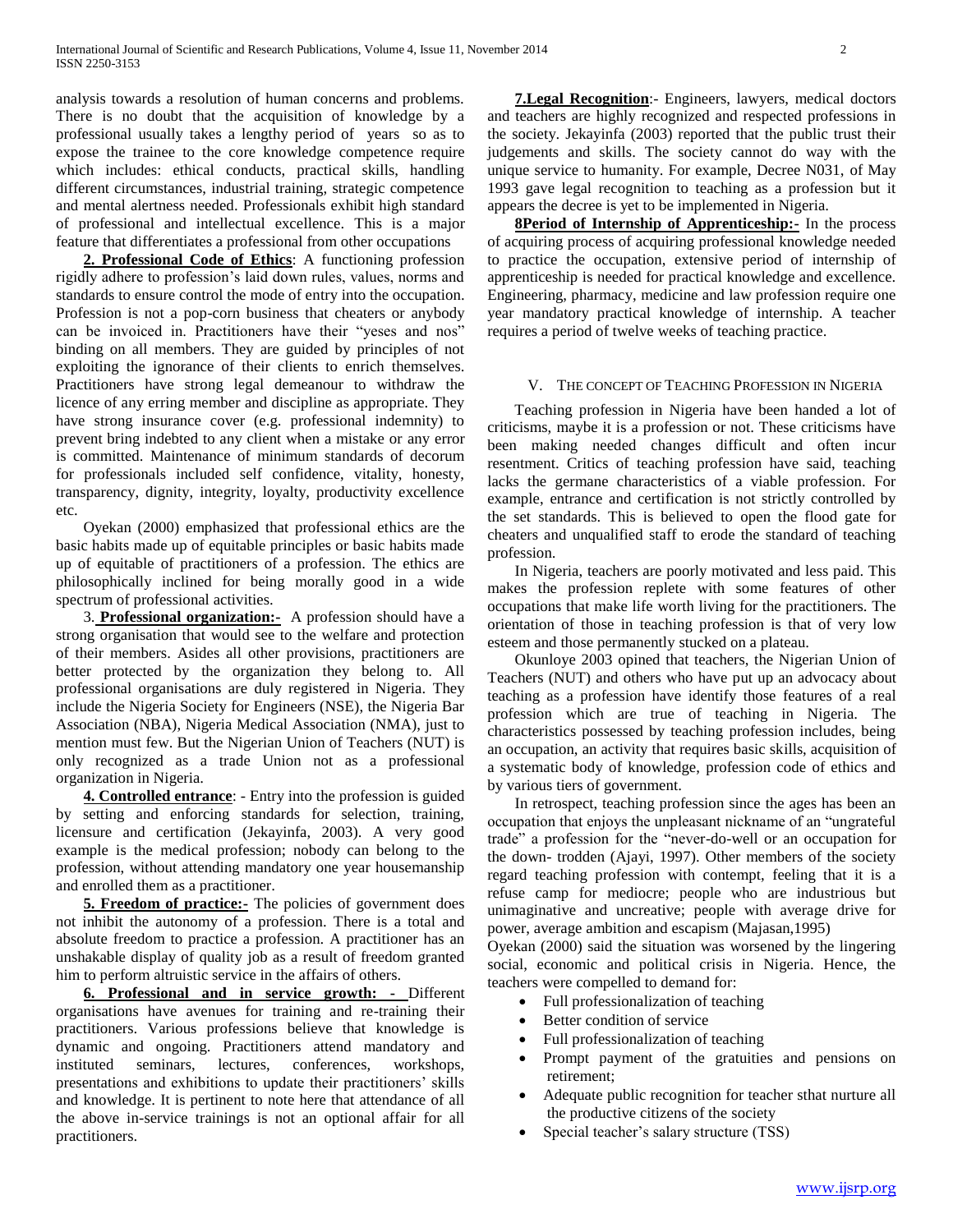analysis towards a resolution of human concerns and problems. There is no doubt that the acquisition of knowledge by a professional usually takes a lengthy period of years so as to expose the trainee to the core knowledge competence require which includes: ethical conducts, practical skills, handling different circumstances, industrial training, strategic competence and mental alertness needed. Professionals exhibit high standard of professional and intellectual excellence. This is a major feature that differentiates a professional from other occupations

**2. Professional Code of Ethics**: A functioning profession rigidly adhere to profession's laid down rules, values, norms and standards to ensure control the mode of entry into the occupation. Profession is not a pop-corn business that cheaters or anybody can be invoiced in. Practitioners have their "yeses and nos" binding on all members. They are guided by principles of not exploiting the ignorance of their clients to enrich themselves. Practitioners have strong legal demeanour to withdraw the licence of any erring member and discipline as appropriate. They have strong insurance cover (e.g. professional indemnity) to prevent bring indebted to any client when a mistake or any error is committed. Maintenance of minimum standards of decorum for professionals included self confidence, vitality, honesty, transparency, dignity, integrity, loyalty, productivity excellence etc.

Oyekan (2000) emphasized that professional ethics are the basic habits made up of equitable principles or basic habits made up of equitable of practitioners of a profession. The ethics are philosophically inclined for being morally good in a wide spectrum of professional activities.

3. **Professional organization:-** A profession should have a strong organisation that would see to the welfare and protection of their members. Asides all other provisions, practitioners are better protected by the organization they belong to. All professional organisations are duly registered in Nigeria. They include the Nigeria Society for Engineers (NSE), the Nigeria Bar Association (NBA), Nigeria Medical Association (NMA), just to mention must few. But the Nigerian Union of Teachers (NUT) is only recognized as a trade Union not as a professional organization in Nigeria.

**4. Controlled entrance**: - Entry into the profession is guided by setting and enforcing standards for selection, training, licensure and certification (Jekayinfa, 2003). A very good example is the medical profession; nobody can belong to the profession, without attending mandatory one year housemanship and enrolled them as a practitioner.

**5. Freedom of practice:-** The policies of government does not inhibit the autonomy of a profession. There is a total and absolute freedom to practice a profession. A practitioner has an unshakable display of quality job as a result of freedom granted him to perform altruistic service in the affairs of others.

**6. Professional and in service growth: -** Different organisations have avenues for training and re-training their practitioners. Various professions believe that knowledge is dynamic and ongoing. Practitioners attend mandatory and instituted seminars, lectures, conferences, workshops, presentations and exhibitions to update their practitioners' skills and knowledge. It is pertinent to note here that attendance of all the above in-service trainings is not an optional affair for all practitioners.

**7.Legal Recognition**:- Engineers, lawyers, medical doctors and teachers are highly recognized and respected professions in the society. Jekayinfa (2003) reported that the public trust their judgements and skills. The society cannot do way with the unique service to humanity. For example, Decree N031, of May 1993 gave legal recognition to teaching as a profession but it appears the decree is yet to be implemented in Nigeria.

**8Period of Internship of Apprenticeship:-** In the process of acquiring process of acquiring professional knowledge needed to practice the occupation, extensive period of internship of apprenticeship is needed for practical knowledge and excellence. Engineering, pharmacy, medicine and law profession require one year mandatory practical knowledge of internship. A teacher requires a period of twelve weeks of teaching practice.

## V. The Concept of Teaching Profession in Nigeria

Teaching profession in Nigeria have been handed a lot of criticisms, maybe it is a profession or not. These criticisms have been making needed changes difficult and often incur resentment. Critics of teaching profession have said, teaching lacks the germane characteristics of a viable profession. For example, entrance and certification is not strictly controlled by the set standards. This is believed to open the flood gate for cheaters and unqualified staff to erode the standard of teaching profession.

In Nigeria, teachers are poorly motivated and less paid. This makes the profession replete with some features of other occupations that make life worth living for the practitioners. The orientation of those in teaching profession is that of very low esteem and those permanently stucked on a plateau.

Okunloye 2003 opined that teachers, the Nigerian Union of Teachers (NUT) and others who have put up an advocacy about teaching as a profession have identify those features of a real profession which are true of teaching in Nigeria. The characteristics possessed by teaching profession includes, being an occupation, an activity that requires basic skills, acquisition of a systematic body of knowledge, profession code of ethics and by various tiers of government.

In retrospect, teaching profession since the ages has been an occupation that enjoys the unpleasant nickname of an "ungrateful trade" a profession for the "never-do-well or an occupation for the down- trodden (Ajayi, 1997). Other members of the society regard teaching profession with contempt, feeling that it is a refuse camp for mediocre; people who are industrious but unimaginative and uncreative; people with average drive for power, average ambition and escapism (Majasan,1995)

Oyekan (2000) said the situation was worsened by the lingering social, economic and political crisis in Nigeria. Hence, the teachers were compelled to demand for:

- Full professionalization of teaching
- Better condition of service
- Full professionalization of teaching
- Prompt payment of the gratuities and pensions on retirement;
- Adequate public recognition for teacher sthat nurture all the productive citizens of the society
- Special teacher's salary structure (TSS)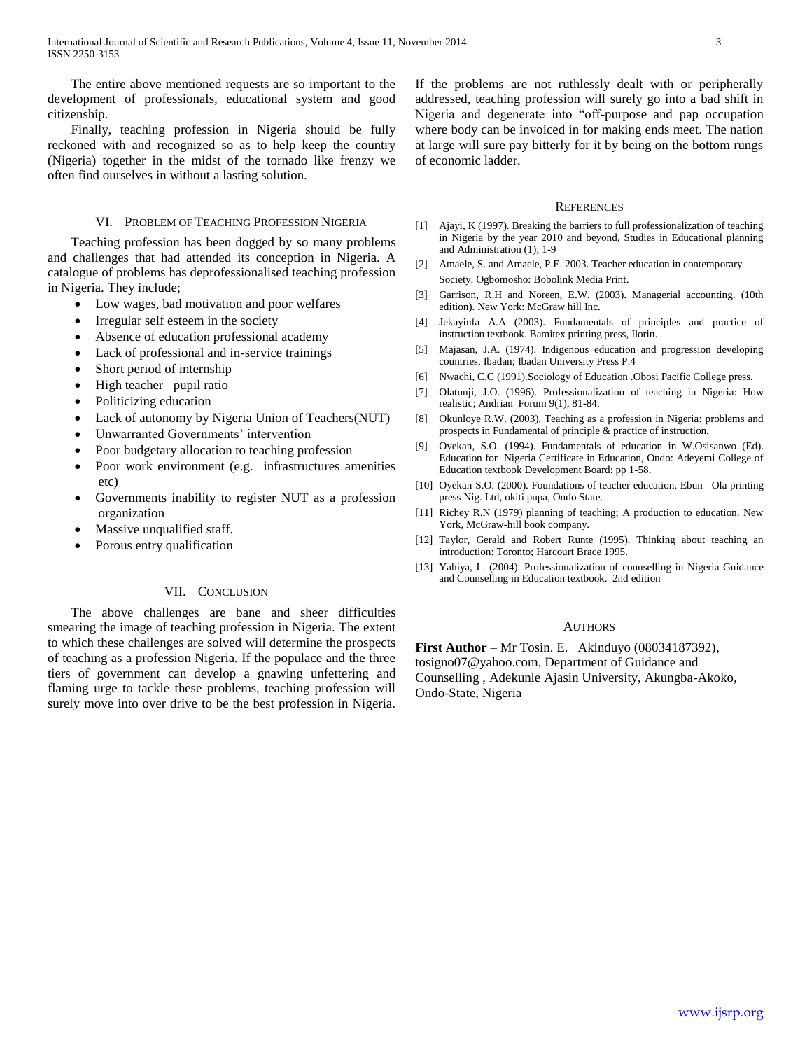The entire above mentioned requests are so important to the development of professionals, educational system and good citizenship.

Finally, teaching profession in Nigeria should be fully reckoned with and recognized so as to help keep the country (Nigeria) together in the midst of the tornado like frenzy we often find ourselves in without a lasting solution.

## VI. Problem of Teaching Profession Nigeria

Teaching profession has been dogged by so many problems and challenges that had attended its conception in Nigeria. A catalogue of problems has deprofessionalised teaching profession in Nigeria. They include;

- Low wages, bad motivation and poor welfares
- Irregular self esteem in the society
- Absence of education professional academy
- Lack of professional and in-service trainings
- Short period of internship
- High teacher –pupil ratio
- Politicizing education
- Lack of autonomy by Nigeria Union of Teachers(NUT)
- Unwarranted Governments' intervention
- Poor budgetary allocation to teaching profession
- Poor work environment (e.g. infrastructures amenities etc)
- Governments inability to register NUT as a profession organization
- Massive unqualified staff.
- Porous entry qualification

## VII. Conclusion

The above challenges are bane and sheer difficulties smearing the image of teaching profession in Nigeria. The extent to which these challenges are solved will determine the prospects of teaching as a profession Nigeria. If the populace and the three tiers of government can develop a gnawing unfettering and flaming urge to tackle these problems, teaching profession will surely move into over drive to be the best profession in Nigeria. If the problems are not ruthlessly dealt with or peripherally addressed, teaching profession will surely go into a bad shift in Nigeria and degenerate into "off-purpose and pap occupation where body can be invoiced in for making ends meet. The nation at large will sure pay bitterly for it by being on the bottom rungs of economic ladder.

## References

[1] Ajayi, K (1997). Breaking the barriers to full professionalization of teaching in Nigeria by the year 2010 and beyond, Studies in Educational planning and Administration (1); 1-9

[2] Amaele, S. and Amaele, P.E. 2003. Teacher education in contemporary Society. Ogbomosho: Bobolink Media Print.

[3] Garrison, R.H and Noreen, E.W. (2003). Managerial accounting. (10th edition). New York: McGraw hill Inc.

[4] Jekayinfa A.A (2003). Fundamentals of principles and practice of instruction textbook. Bamitex printing press, Ilorin.

[5] Majasan, J.A. (1974). Indigenous education and progression developing countries, Ibadan; Ibadan University Press P.4

[6] Nwachi, C.C (1991).Sociology of Education .Obosi Pacific College press.

[7] Olatunji, J.O. (1996). Professionalization of teaching in Nigeria: How realistic; Andrian Forum 9(1), 81-84.

[8] Okunloye R.W. (2003). Teaching as a profession in Nigeria: problems and prospects in Fundamental of principle & practice of instruction.

[9] Oyekan, S.O. (1994). Fundamentals of education in W.Osisanwo (Ed). Education for Nigeria Certificate in Education, Ondo: Adeyemi College of Education textbook Development Board: pp 1-58.

[10] Oyekan S.O. (2000). Foundations of teacher education. Ebun –Ola printing press Nig. Ltd, okiti pupa, Ondo State.

[11] Richey R.N (1979) planning of teaching; A production to education. New York, McGraw-hill book company.

[12] Taylor, Gerald and Robert Runte (1995). Thinking about teaching an introduction: Toronto; Harcourt Brace 1995.

[13] Yahiya, L. (2004). Professionalization of counselling in Nigeria Guidance and Counselling in Education textbook. 2nd edition

## Authors

**First Author** – Mr Tosin. E. Akinduyo (08034187392), tosigno07@yahoo.com, Department of Guidance and Counselling , Adekunle Ajasin University, Akungba-Akoko, Ondo-State, Nigeria